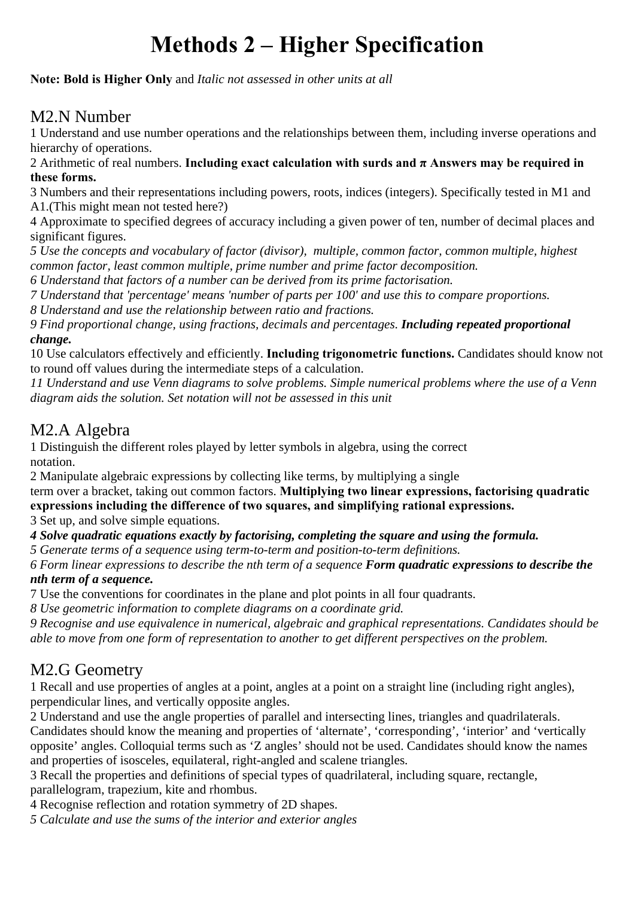# Methods 2 – Higher Specification

**Note: Bold is Higher Only** and *Italic not assessed in other units at all*

## M2.N Number

1 Understand and use number operations and the relationships between them, including inverse operations and hierarchy of operations.

2 Arithmetic of real numbers. **Including exact calculation with surds and π Answers may be required in these forms.**

3 Numbers and their representations including powers, roots, indices (integers). Specifically tested in M1 and A1.(This might mean not tested here?)

4 Approximate to specified degrees of accuracy including a given power of ten, number of decimal places and significant figures.

*5 Use the concepts and vocabulary of factor (divisor), multiple, common factor, common multiple, highest common factor, least common multiple, prime number and prime factor decomposition.*

*6 Understand that factors of a number can be derived from its prime factorisation.*

*7 Understand that 'percentage' means 'number of parts per 100' and use this to compare proportions.*

*8 Understand and use the relationship between ratio and fractions.*

*9 Find proportional change, using fractions, decimals and percentages.* ***Including repeated proportional change.***

10 Use calculators effectively and efficiently. **Including trigonometric functions.** Candidates should know not to round off values during the intermediate steps of a calculation.

*11 Understand and use Venn diagrams to solve problems. Simple numerical problems where the use of a Venn diagram aids the solution. Set notation will not be assessed in this unit*

## M2.A Algebra

1 Distinguish the different roles played by letter symbols in algebra, using the correct notation.

2 Manipulate algebraic expressions by collecting like terms, by multiplying a single term over a bracket, taking out common factors. **Multiplying two linear expressions, factorising quadratic expressions including the difference of two squares, and simplifying rational expressions.**

3 Set up, and solve simple equations.

***4 Solve quadratic equations exactly by factorising, completing the square and using the formula.***

*5 Generate terms of a sequence using term-to-term and position-to-term definitions.*

*6 Form linear expressions to describe the nth term of a sequence* ***Form quadratic expressions to describe the nth term of a sequence.***

7 Use the conventions for coordinates in the plane and plot points in all four quadrants.

*8 Use geometric information to complete diagrams on a coordinate grid.*

*9 Recognise and use equivalence in numerical, algebraic and graphical representations. Candidates should be able to move from one form of representation to another to get different perspectives on the problem.*

## M2.G Geometry

1 Recall and use properties of angles at a point, angles at a point on a straight line (including right angles), perpendicular lines, and vertically opposite angles.

2 Understand and use the angle properties of parallel and intersecting lines, triangles and quadrilaterals. Candidates should know the meaning and properties of 'alternate', 'corresponding', 'interior' and 'vertically opposite' angles. Colloquial terms such as 'Z angles' should not be used. Candidates should know the names and properties of isosceles, equilateral, right-angled and scalene triangles.

3 Recall the properties and definitions of special types of quadrilateral, including square, rectangle, parallelogram, trapezium, kite and rhombus.

4 Recognise reflection and rotation symmetry of 2D shapes.

*5 Calculate and use the sums of the interior and exterior angles*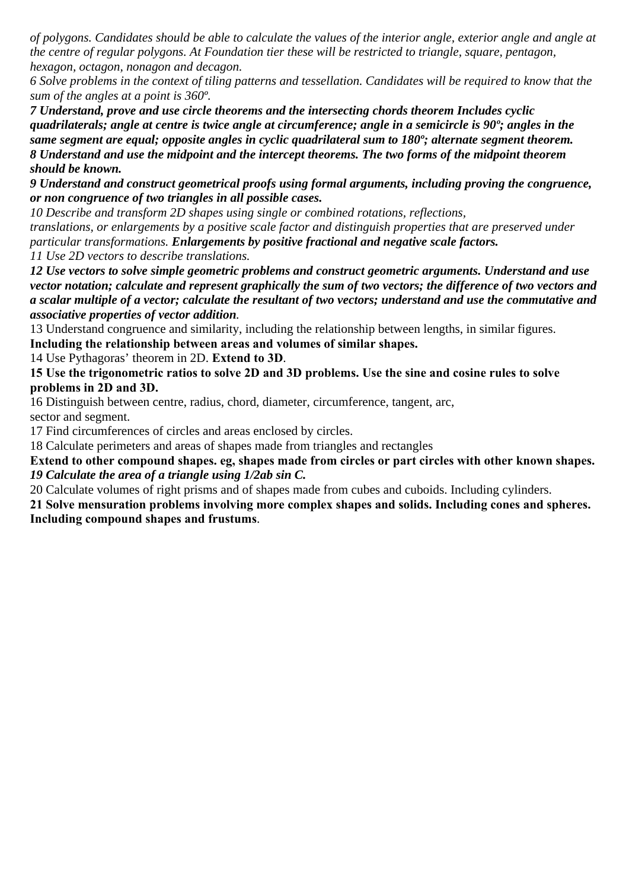*of polygons. Candidates should be able to calculate the values of the interior angle, exterior angle and angle at the centre of regular polygons. At Foundation tier these will be restricted to triangle, square, pentagon, hexagon, octagon, nonagon and decagon.*

*6 Solve problems in the context of tiling patterns and tessellation. Candidates will be required to know that the sum of the angles at a point is 360º.*

***7 Understand, prove and use circle theorems and the intersecting chords theorem Includes cyclic quadrilaterals; angle at centre is twice angle at circumference; angle in a semicircle is 90º; angles in the same segment are equal; opposite angles in cyclic quadrilateral sum to 180º; alternate segment theorem.***

***8 Understand and use the midpoint and the intercept theorems. The two forms of the midpoint theorem should be known.***

***9 Understand and construct geometrical proofs using formal arguments, including proving the congruence, or non congruence of two triangles in all possible cases.***

*10 Describe and transform 2D shapes using single or combined rotations, reflections, translations, or enlargements by a positive scale factor and distinguish properties that are preserved under particular transformations.* ***Enlargements by positive fractional and negative scale factors.***

*11 Use 2D vectors to describe translations.*

***12 Use vectors to solve simple geometric problems and construct geometric arguments. Understand and use vector notation; calculate and represent graphically the sum of two vectors; the difference of two vectors and a scalar multiple of a vector; calculate the resultant of two vectors; understand and use the commutative and associative properties of vector addition***.

13 Understand congruence and similarity, including the relationship between lengths, in similar figures. **Including the relationship between areas and volumes of similar shapes.**

14 Use Pythagoras' theorem in 2D. **Extend to 3D**.

**15 Use the trigonometric ratios to solve 2D and 3D problems. Use the sine and cosine rules to solve problems in 2D and 3D.**

16 Distinguish between centre, radius, chord, diameter, circumference, tangent, arc, sector and segment.

17 Find circumferences of circles and areas enclosed by circles.

18 Calculate perimeters and areas of shapes made from triangles and rectangles **Extend to other compound shapes. eg, shapes made from circles or part circles with other known shapes.**

***19 Calculate the area of a triangle using 1/2ab sin C.***

20 Calculate volumes of right prisms and of shapes made from cubes and cuboids. Including cylinders.

**21 Solve mensuration problems involving more complex shapes and solids. Including cones and spheres. Including compound shapes and frustums**.